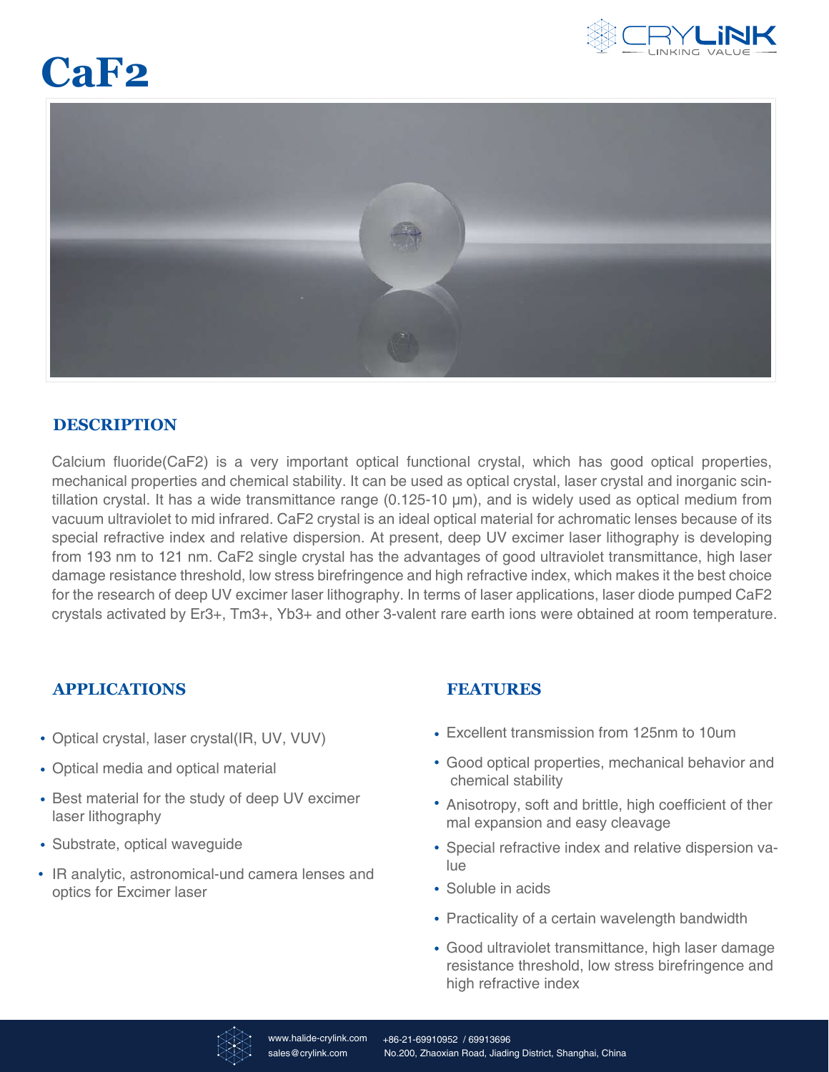# CaF2

## DESCRIPTION

Calcium fluoride(CaF2) is a very important optical functional crystal, which has good optical properties, mechanical properties and chemical stability. It can be used as optical crystal, laser crystal and inorganic scintillation crystal. It has a wide transmittance range (0.125-10 μm), and is widely used as optical medium from vacuum ultraviolet to mid infrared. CaF2 crystal is an ideal optical material for achromatic lenses because of its special refractive index and relative dispersion. At present, deep UV excimer laser lithography is developing from 193 nm to 121 nm. CaF2 single crystal has the advantages of good ultraviolet transmittance, high laser damage resistance threshold, low stress birefringence and high refractive index, which makes it the best choice for the research of deep UV excimer laser lithography. In terms of laser applications, laser diode pumped CaF2 crystals activated by $Er^{3+}$, $Tm^{3+}$, $Yb^{3+}$ and other 3-valent rare earth ions were obtained at room temperature.

## APPLICATIONS

- Optical crystal, laser crystal(IR, UV, VUV)
- Optical media and optical material
- Best material for the study of deep UV excimer laser lithography
- Substrate, optical waveguide
- IR analytic, astronomical-und camera lenses and optics for Excimer laser

## FEATURES

- Excellent transmission from 125nm to 10um
- Good optical properties, mechanical behavior and chemical stability
- Anisotropy, soft and brittle, high coefficient of thermal expansion and easy cleavage
- Special refractive index and relative dispersion value
- Soluble in acids
- Practicality of a certain wavelength bandwidth
- Good ultraviolet transmittance, high laser damage resistance threshold, low stress birefringence and high refractive index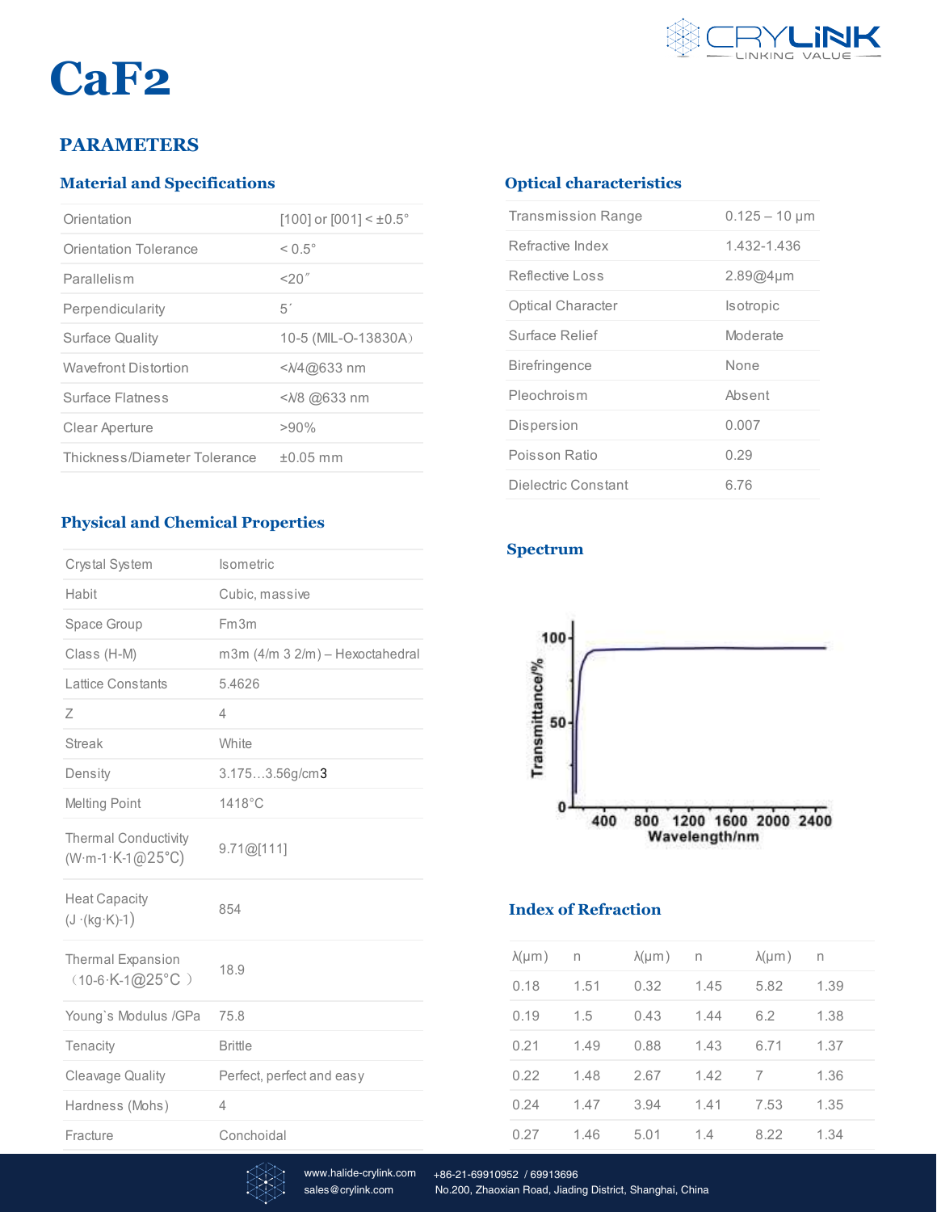# CaF2

## PARAMETERS

### Material and Specifications

| | |
|---|---|
| Orientation | [100] or [001] < ±0.5° |
| Orientation Tolerance | < 0.5° |
| Parallelism | <20″ |
| Perpendicularity | 5′ |
| Surface Quality | 10-5 (MIL-O-13830A) |
| Wavefront Distortion | <λ/4@633 nm |
| Surface Flatness | <λ/8 @633 nm |
| Clear Aperture | >90% |
| Thickness/Diameter Tolerance | ±0.05 mm |

### Physical and Chemical Properties

| | |
|---|---|
| Crystal System | Isometric |
| Habit | Cubic, massive |
| Space Group | Fm3m |
| Class (H-M) | m3m (4/m 3 2/m) – Hexoctahedral |
| Lattice Constants | 5.4626 |
| Z | 4 |
| Streak | White |
| Density | 3.175…3.56g/cm3 |
| Melting Point | 1418°C |
| Thermal Conductivity (W·m-1·K-1@25°C) | 9.71@[111] |
| Heat Capacity (J ·(kg·K)-1) | 854 |
| Thermal Expansion （10-6·K-1@25°C ） | 18.9 |
| Young`s Modulus /GPa | 75.8 |
| Tenacity | Brittle |
| Cleavage Quality | Perfect, perfect and easy |
| Hardness (Mohs) | 4 |
| Fracture | Conchoidal |

### Optical characteristics

| | |
|---|---|
| Transmission Range | 0.125 – 10 μm |
| Refractive Index | 1.432-1.436 |
| Reflective Loss | 2.89@4μm |
| Optical Character | Isotropic |
| Surface Relief | Moderate |
| Birefringence | None |
| Pleochroism | Absent |
| Dispersion | 0.007 |
| Poisson Ratio | 0.29 |
| Dielectric Constant | 6.76 |

### Spectrum

Transmittance/%
100
50
0
400 800 1200 1600 2000 2400
Wavelength/nm

### Index of Refraction

| λ(μm) | n | λ(μm) | n | λ(μm) | n |
|---|---|---|---|---|---|
| 0.18 | 1.51 | 0.32 | 1.45 | 5.82 | 1.39 |
| 0.19 | 1.5 | 0.43 | 1.44 | 6.2 | 1.38 |
| 0.21 | 1.49 | 0.88 | 1.43 | 6.71 | 1.37 |
| 0.22 | 1.48 | 2.67 | 1.42 | 7 | 1.36 |
| 0.24 | 1.47 | 3.94 | 1.41 | 7.53 | 1.35 |
| 0.27 | 1.46 | 5.01 | 1.4 | 8.22 | 1.34 |

www.halide-crylink.com
sales@crylink.com
+86-21-69910952 / 69913696
No.200, Zhaoxian Road, Jiading District, Shanghai, China